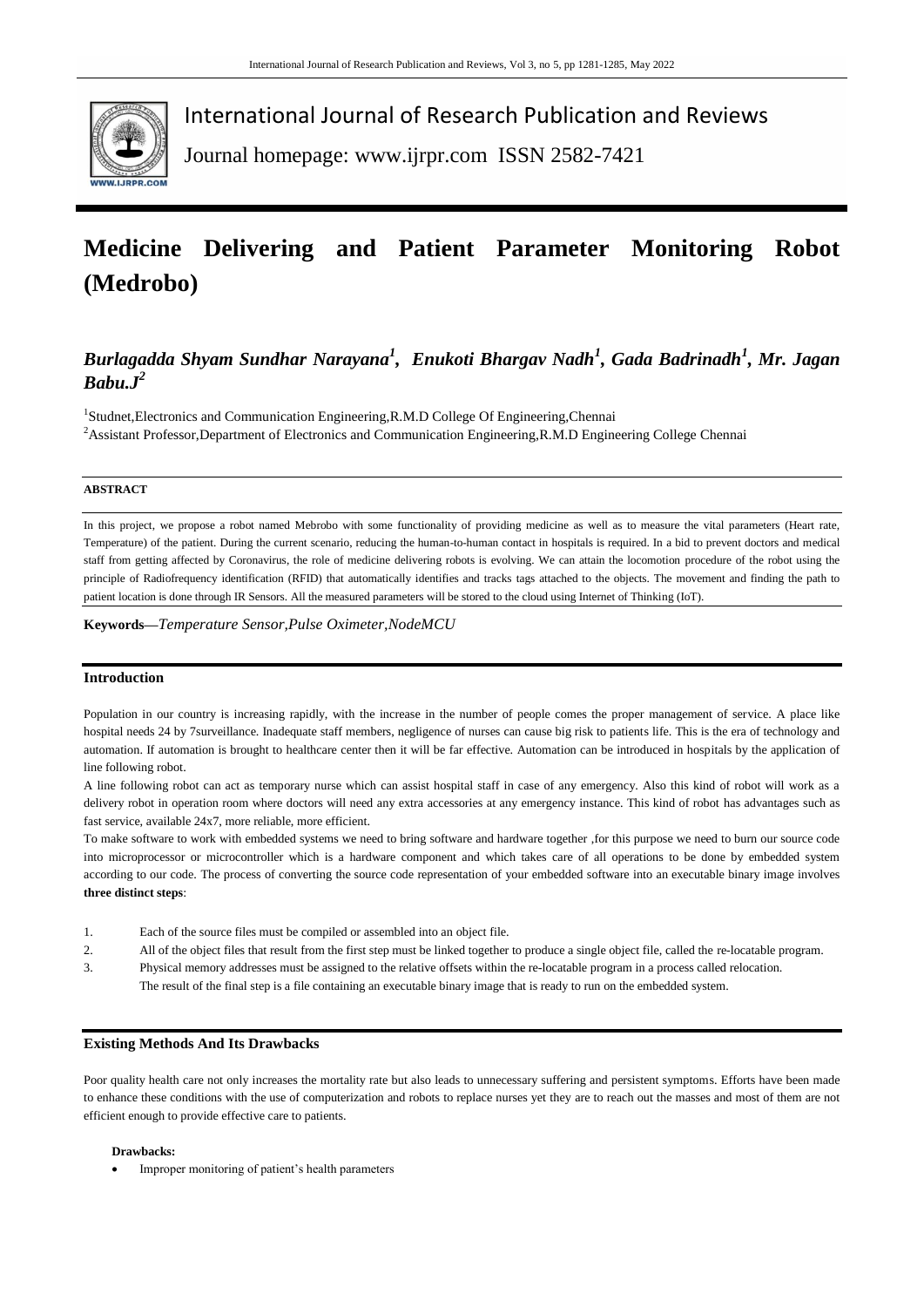International Journal of Research Publication and Reviews

Journal homepage: www.ijrpr.com ISSN 2582-7421

# Medicine Delivering and Patient Parameter Monitoring Robot (Medrobo)

***Burlagadda Shyam Sundhar Narayana[1], Enukoti Bhargav Nadh[1], Gada Badrinadh[1], Mr. Jagan Babu.J[2]***

[1]Studnet,Electronics and Communication Engineering,R.M.D College Of Engineering,Chennai

[2]Assistant Professor,Department of Electronics and Communication Engineering,R.M.D Engineering College Chennai

#### ABSTRACT

In this project, we propose a robot named Mebrobo with some functionality of providing medicine as well as to measure the vital parameters (Heart rate, Temperature) of the patient. During the current scenario, reducing the human-to-human contact in hospitals is required. In a bid to prevent doctors and medical staff from getting affected by Coronavirus, the role of medicine delivering robots is evolving. We can attain the locomotion procedure of the robot using the principle of Radiofrequency identification (RFID) that automatically identifies and tracks tags attached to the objects. The movement and finding the path to patient location is done through IR Sensors. All the measured parameters will be stored to the cloud using Internet of Thinking (IoT).

**Keywords—***Temperature Sensor,Pulse Oximeter,NodeMCU*

## Introduction

Population in our country is increasing rapidly, with the increase in the number of people comes the proper management of service. A place like hospital needs 24 by 7surveillance. Inadequate staff members, negligence of nurses can cause big risk to patients life. This is the era of technology and automation. If automation is brought to healthcare center then it will be far effective. Automation can be introduced in hospitals by the application of line following robot.

A line following robot can act as temporary nurse which can assist hospital staff in case of any emergency. Also this kind of robot will work as a delivery robot in operation room where doctors will need any extra accessories at any emergency instance. This kind of robot has advantages such as fast service, available 24x7, more reliable, more efficient.

To make software to work with embedded systems we need to bring software and hardware together ,for this purpose we need to burn our source code into microprocessor or microcontroller which is a hardware component and which takes care of all operations to be done by embedded system according to our code. The process of converting the source code representation of your embedded software into an executable binary image involves **three distinct steps**:

1. Each of the source files must be compiled or assembled into an object file.
2. All of the object files that result from the first step must be linked together to produce a single object file, called the re-locatable program.
3. Physical memory addresses must be assigned to the relative offsets within the re-locatable program in a process called relocation.

   The result of the final step is a file containing an executable binary image that is ready to run on the embedded system.

## Existing Methods And Its Drawbacks

Poor quality health care not only increases the mortality rate but also leads to unnecessary suffering and persistent symptoms. Efforts have been made to enhance these conditions with the use of computerization and robots to replace nurses yet they are to reach out the masses and most of them are not efficient enough to provide effective care to patients.

**Drawbacks:**

- Improper monitoring of patient's health parameters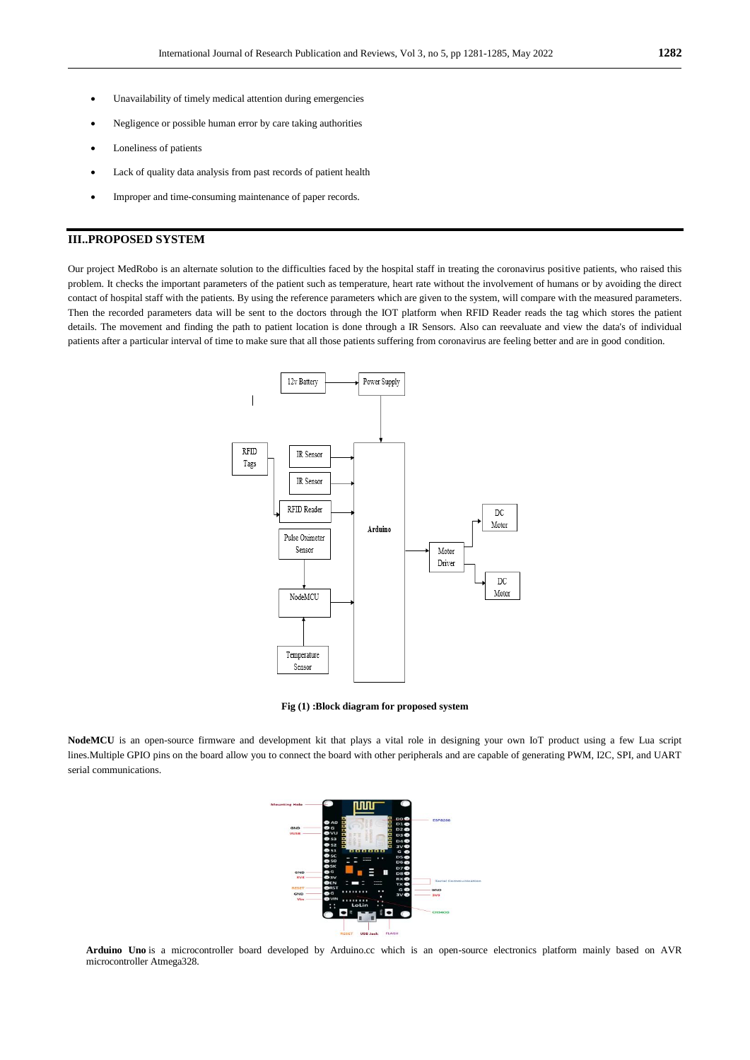- Unavailability of timely medical attention during emergencies
- Negligence or possible human error by care taking authorities
- Loneliness of patients
- Lack of quality data analysis from past records of patient health
- Improper and time-consuming maintenance of paper records.

## III..PROPOSED SYSTEM

Our project MedRobo is an alternate solution to the difficulties faced by the hospital staff in treating the coronavirus positive patients, who raised this problem. It checks the important parameters of the patient such as temperature, heart rate without the involvement of humans or by avoiding the direct contact of hospital staff with the patients. By using the reference parameters which are given to the system, will compare with the measured parameters. Then the recorded parameters data will be sent to the doctors through the IOT platform when RFID Reader reads the tag which stores the patient details. The movement and finding the path to patient location is done through a IR Sensors. Also can reevaluate and view the data's of individual patients after a particular interval of time to make sure that all those patients suffering from coronavirus are feeling better and are in good condition.

**Fig (1) :Block diagram for proposed system**

**NodeMCU** is an open-source firmware and development kit that plays a vital role in designing your own IoT product using a few Lua script lines.Multiple GPIO pins on the board allow you to connect the board with other peripherals and are capable of generating PWM, I2C, SPI, and UART serial communications.

**Arduino Uno** is a microcontroller board developed by Arduino.cc which is an open-source electronics platform mainly based on AVR microcontroller Atmega328.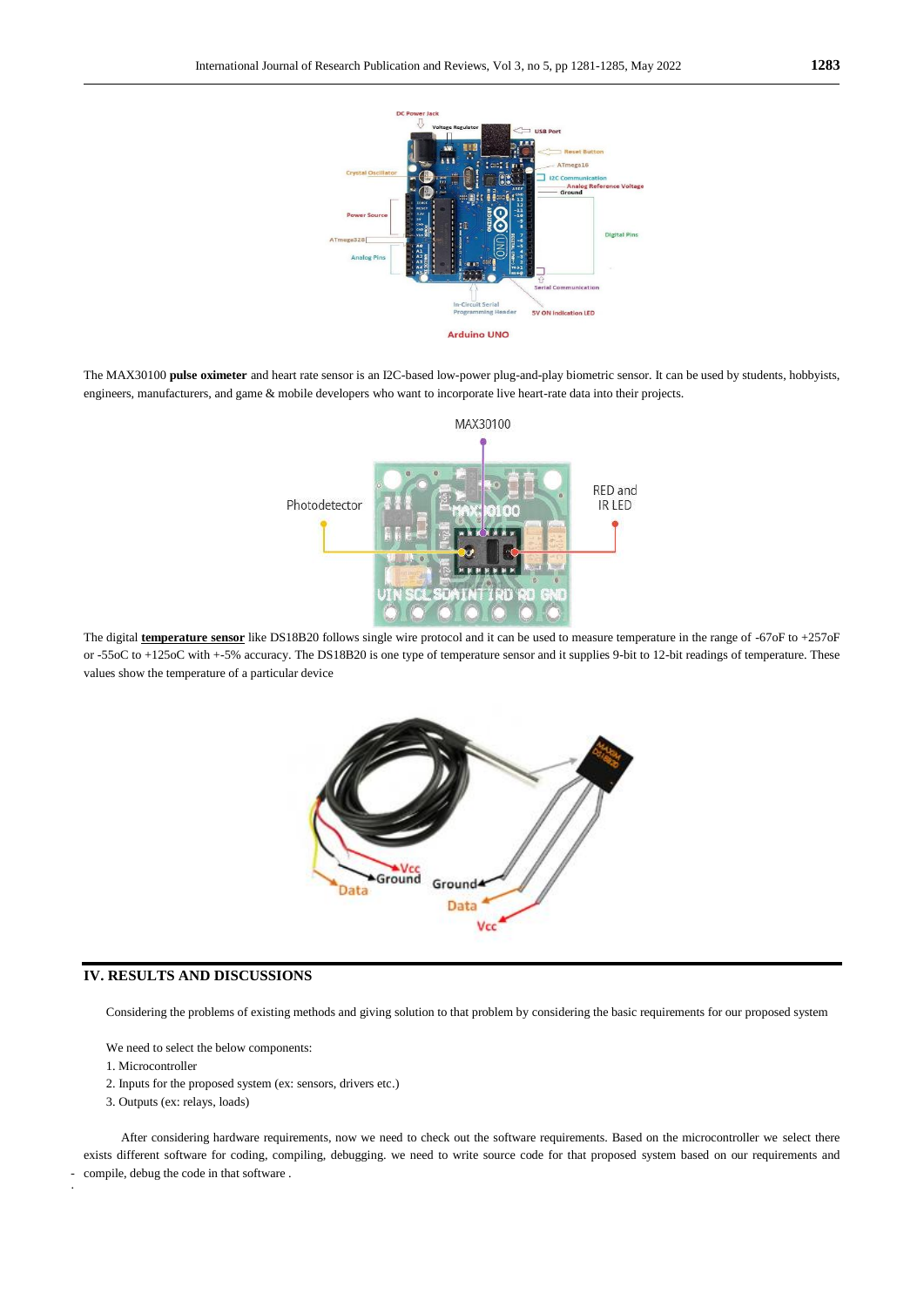The MAX30100 **pulse oximeter** and heart rate sensor is an I2C-based low-power plug-and-play biometric sensor. It can be used by students, hobbyists, engineers, manufacturers, and game & mobile developers who want to incorporate live heart-rate data into their projects.

The digital **temperature sensor** like DS18B20 follows single wire protocol and it can be used to measure temperature in the range of -67oF to +257oF or -55oC to +125oC with +-5% accuracy. The DS18B20 is one type of temperature sensor and it supplies 9-bit to 12-bit readings of temperature. These values show the temperature of a particular device

## IV. RESULTS AND DISCUSSIONS

Considering the problems of existing methods and giving solution to that problem by considering the basic requirements for our proposed system

We need to select the below components:

1. Microcontroller
2. Inputs for the proposed system (ex: sensors, drivers etc.)
3. Outputs (ex: relays, loads)

After considering hardware requirements, now we need to check out the software requirements. Based on the microcontroller we select there exists different software for coding, compiling, debugging. we need to write source code for that proposed system based on our requirements and compile, debug the code in that software .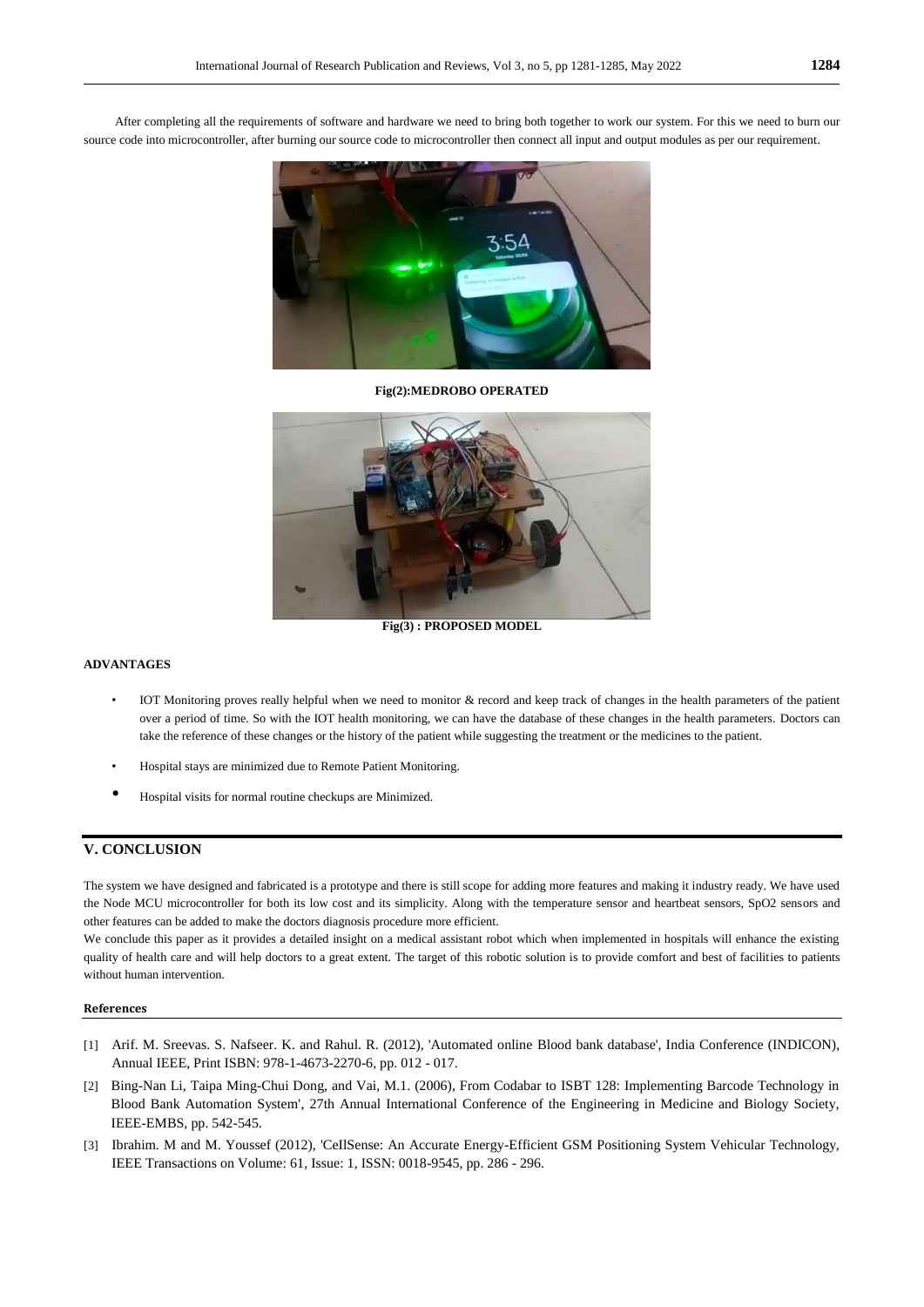After completing all the requirements of software and hardware we need to bring both together to work our system. For this we need to burn our source code into microcontroller, after burning our source code to microcontroller then connect all input and output modules as per our requirement.

**Fig(2):MEDROBO OPERATED**

**Fig(3) : PROPOSED MODEL**

**ADVANTAGES**

- IOT Monitoring proves really helpful when we need to monitor & record and keep track of changes in the health parameters of the patient over a period of time. So with the IOT health monitoring, we can have the database of these changes in the health parameters. Doctors can take the reference of these changes or the history of the patient while suggesting the treatment or the medicines to the patient.
- Hospital stays are minimized due to Remote Patient Monitoring.
- Hospital visits for normal routine checkups are Minimized.

## V. CONCLUSION

The system we have designed and fabricated is a prototype and there is still scope for adding more features and making it industry ready. We have used the Node MCU microcontroller for both its low cost and its simplicity. Along with the temperature sensor and heartbeat sensors, SpO2 sensors and other features can be added to make the doctors diagnosis procedure more efficient.

We conclude this paper as it provides a detailed insight on a medical assistant robot which when implemented in hospitals will enhance the existing quality of health care and will help doctors to a great extent. The target of this robotic solution is to provide comfort and best of facilities to patients without human intervention.

**References**

[1] Arif. M. Sreevas. S. Nafseer. K. and Rahul. R. (2012), 'Automated online Blood bank database', India Conference (INDICON), Annual IEEE, Print ISBN: 978-1-4673-2270-6, pp. 012 - 017.

[2] Bing-Nan Li, Taipa Ming-Chui Dong, and Vai, M.1. (2006), From Codabar to ISBT 128: Implementing Barcode Technology in Blood Bank Automation System', 27th Annual International Conference of the Engineering in Medicine and Biology Society, IEEE-EMBS, pp. 542-545.

[3] Ibrahim. M and M. Youssef (2012), 'CeIlSense: An Accurate Energy-Efficient GSM Positioning System Vehicular Technology, IEEE Transactions on Volume: 61, Issue: 1, ISSN: 0018-9545, pp. 286 - 296.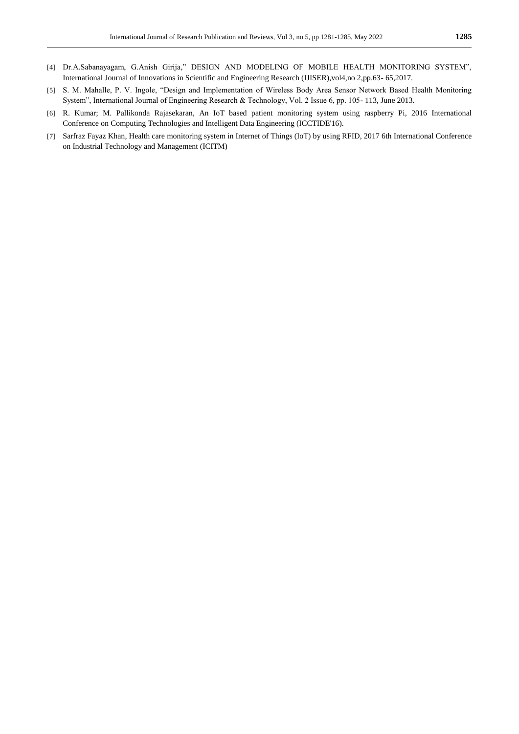[4] Dr.A.Sabanayagam, G.Anish Girija," DESIGN AND MODELING OF MOBILE HEALTH MONITORING SYSTEM", International Journal of Innovations in Scientific and Engineering Research (IJISER),vol4,no 2,pp.63- 65,2017.

[5] S. M. Mahalle, P. V. Ingole, "Design and Implementation of Wireless Body Area Sensor Network Based Health Monitoring System", International Journal of Engineering Research & Technology, Vol. 2 Issue 6, pp. 105- 113, June 2013.

[6] R. Kumar; M. Pallikonda Rajasekaran, An IoT based patient monitoring system using raspberry Pi, 2016 International Conference on Computing Technologies and Intelligent Data Engineering (ICCTIDE'16).

[7] Sarfraz Fayaz Khan, Health care monitoring system in Internet of Things (IoT) by using RFID, 2017 6th International Conference on Industrial Technology and Management (ICITM)